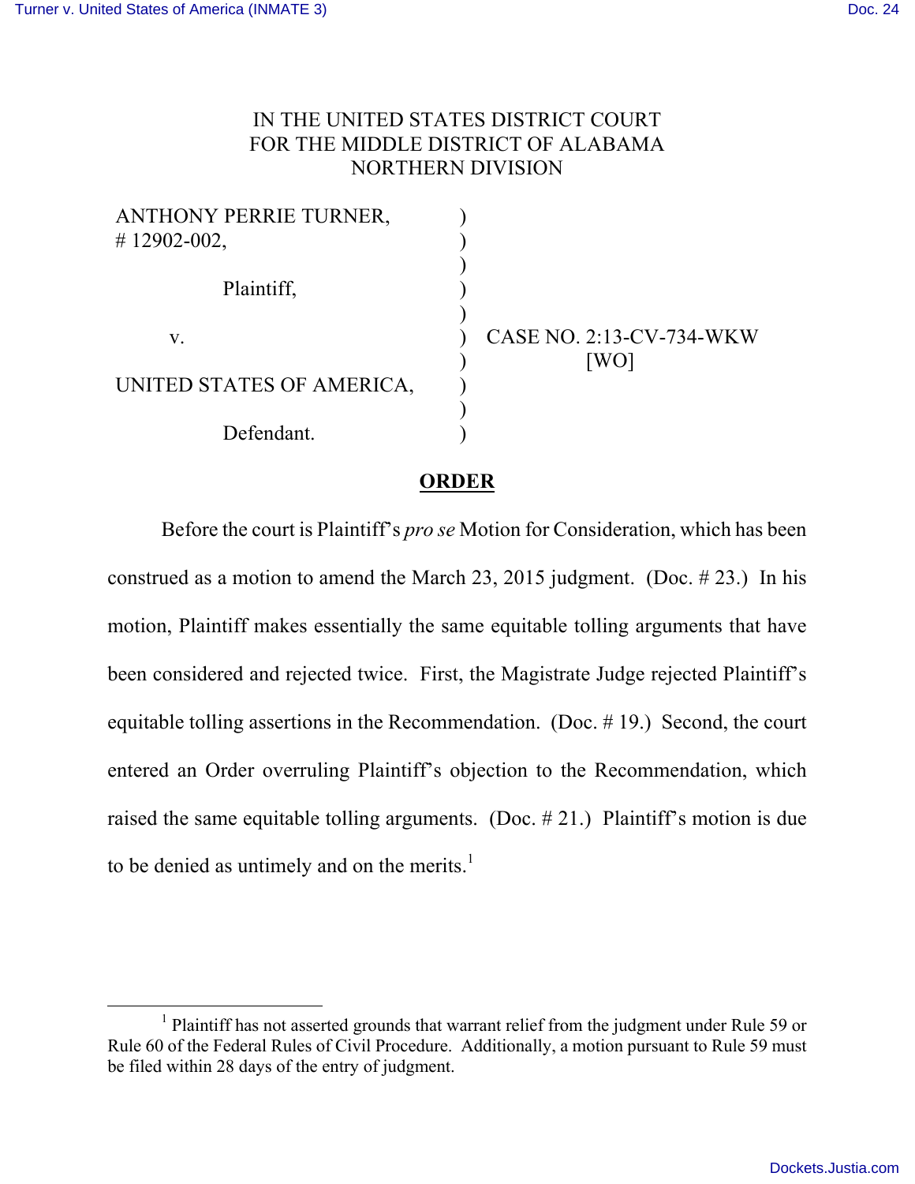IN THE UNITED STATES DISTRICT COURT
FOR THE MIDDLE DISTRICT OF ALABAMA
NORTHERN DIVISION

| | | |
|---|---|---|
| ANTHONY PERRIE TURNER, # 12902-002, | ) | |
| Plaintiff, | ) | |
| v. | ) | CASE NO. 2:13-CV-734-WKW [WO] |
| UNITED STATES OF AMERICA, | ) | |
| Defendant. | ) | |

## ORDER

Before the court is Plaintiff's *pro se* Motion for Consideration, which has been construed as a motion to amend the March 23, 2015 judgment. (Doc. # 23.) In his motion, Plaintiff makes essentially the same equitable tolling arguments that have been considered and rejected twice. First, the Magistrate Judge rejected Plaintiff's equitable tolling assertions in the Recommendation. (Doc. # 19.) Second, the court entered an Order overruling Plaintiff's objection to the Recommendation, which raised the same equitable tolling arguments. (Doc. # 21.) Plaintiff's motion is due to be denied as untimely and on the merits.[1]

---

[1] Plaintiff has not asserted grounds that warrant relief from the judgment under Rule 59 or Rule 60 of the Federal Rules of Civil Procedure. Additionally, a motion pursuant to Rule 59 must be filed within 28 days of the entry of judgment.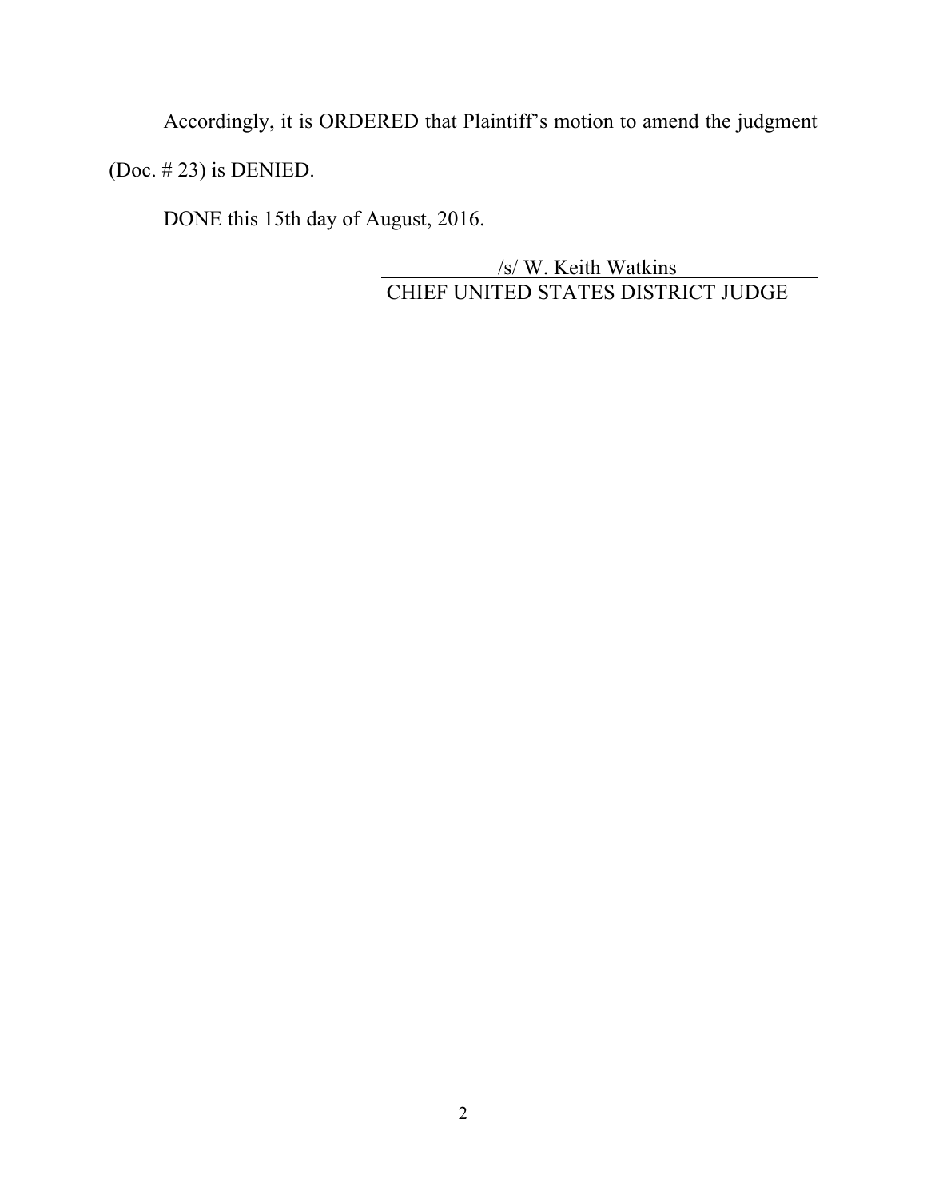Accordingly, it is ORDERED that Plaintiff's motion to amend the judgment (Doc. # 23) is DENIED.

DONE this 15th day of August, 2016.

/s/ W. Keith Watkins
CHIEF UNITED STATES DISTRICT JUDGE